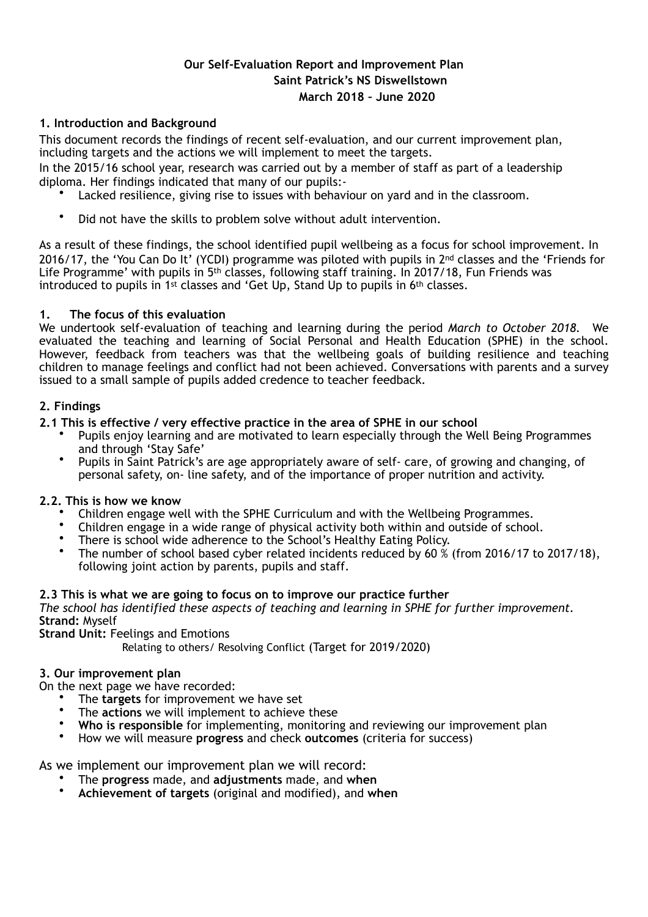# Our Self-Evaluation Report and Improvement Plan
## Saint Patrick's NS Diswellstown
## March 2018 – June 2020

### 1. Introduction and Background

This document records the findings of recent self-evaluation, and our current improvement plan, including targets and the actions we will implement to meet the targets.

In the 2015/16 school year, research was carried out by a member of staff as part of a leadership diploma. Her findings indicated that many of our pupils:-

- Lacked resilience, giving rise to issues with behaviour on yard and in the classroom.
- Did not have the skills to problem solve without adult intervention.

As a result of these findings, the school identified pupil wellbeing as a focus for school improvement. In 2016/17, the 'You Can Do It' (YCDI) programme was piloted with pupils in 2nd classes and the 'Friends for Life Programme' with pupils in 5th classes, following staff training. In 2017/18, Fun Friends was introduced to pupils in 1st classes and 'Get Up, Stand Up to pupils in 6th classes.

### 1. The focus of this evaluation

We undertook self-evaluation of teaching and learning during the period *March to October 2018*. We evaluated the teaching and learning of Social Personal and Health Education (SPHE) in the school. However, feedback from teachers was that the wellbeing goals of building resilience and teaching children to manage feelings and conflict had not been achieved. Conversations with parents and a survey issued to a small sample of pupils added credence to teacher feedback.

### 2. Findings

#### 2.1 This is effective / very effective practice in the area of SPHE in our school

- Pupils enjoy learning and are motivated to learn especially through the Well Being Programmes and through 'Stay Safe'
- Pupils in Saint Patrick's are age appropriately aware of self- care, of growing and changing, of personal safety, on- line safety, and of the importance of proper nutrition and activity.

#### 2.2. This is how we know

- Children engage well with the SPHE Curriculum and with the Wellbeing Programmes.
- Children engage in a wide range of physical activity both within and outside of school.
- There is school wide adherence to the School's Healthy Eating Policy.
- The number of school based cyber related incidents reduced by 60 % (from 2016/17 to 2017/18), following joint action by parents, pupils and staff.

#### 2.3 This is what we are going to focus on to improve our practice further

*The school has identified these aspects of teaching and learning in SPHE for further improvement.*

**Strand:** Myself

**Strand Unit:** Feelings and Emotions

Relating to others/ Resolving Conflict (Target for 2019/2020)

### 3. Our improvement plan

On the next page we have recorded:

- The **targets** for improvement we have set
- The **actions** we will implement to achieve these
- **Who is responsible** for implementing, monitoring and reviewing our improvement plan
- How we will measure **progress** and check **outcomes** (criteria for success)

As we implement our improvement plan we will record:

- The **progress** made, and **adjustments** made, and **when**
- **Achievement of targets** (original and modified), and **when**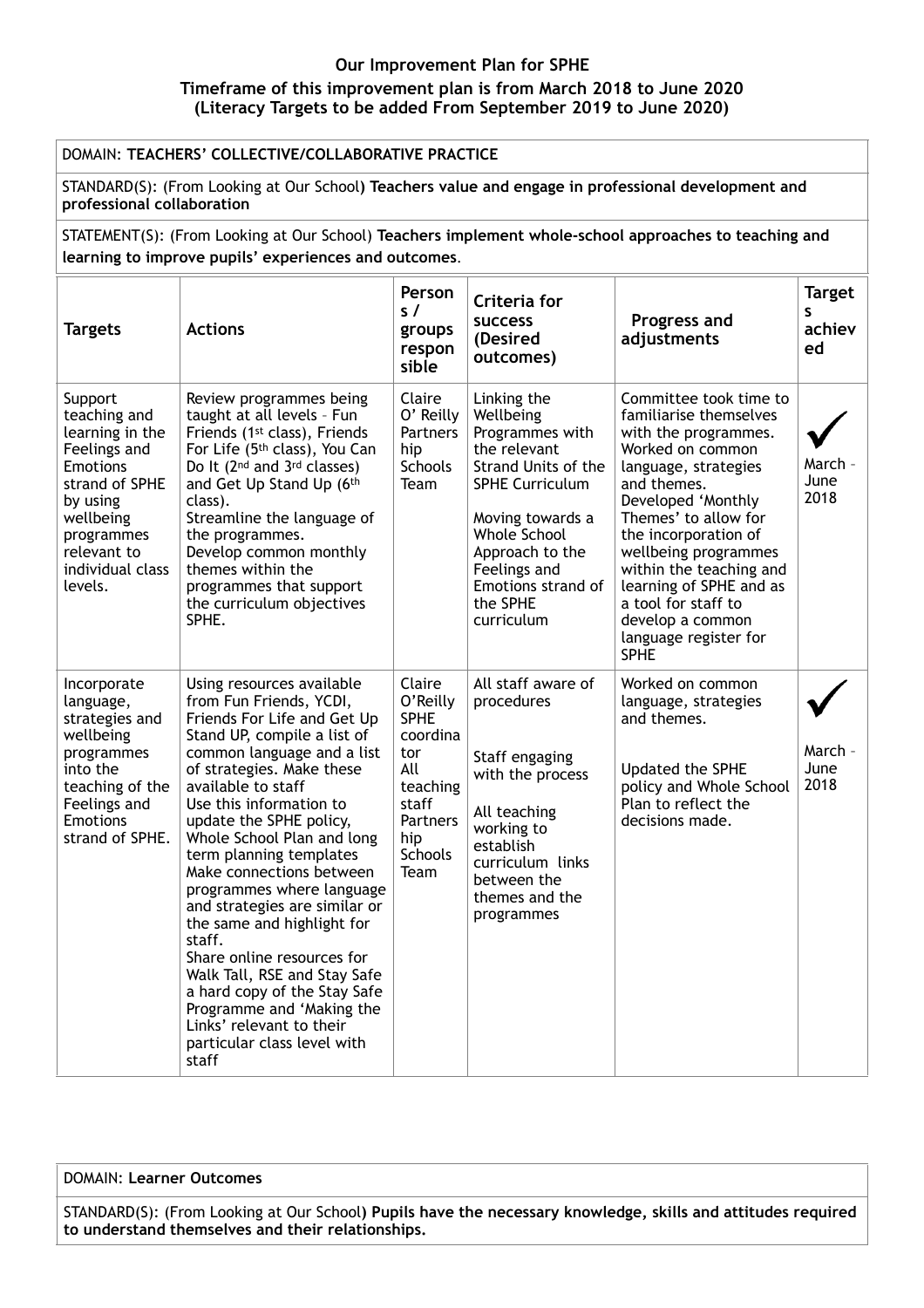## Our Improvement Plan for SPHE

**Timeframe of this improvement plan is from March 2018 to June 2020**
**(Literacy Targets to be added From September 2019 to June 2020)**

DOMAIN: **TEACHERS' COLLECTIVE/COLLABORATIVE PRACTICE**

STANDARD(S): (From Looking at Our School**) Teachers value and engage in professional development and professional collaboration**

STATEMENT(S): (From Looking at Our School) **Teachers implement whole-school approaches to teaching and learning to improve pupils' experiences and outcomes**.

| Targets | Actions | Persons / groups responsible | Criteria for success (Desired outcomes) | Progress and adjustments | Targets achieved |
|---|---|---|---|---|---|
| Support teaching and learning in the Feelings and Emotions strand of SPHE by using wellbeing programmes relevant to individual class levels. | Review programmes being taught at all levels – Fun Friends (1st class), Friends For Life (5th class), You Can Do It (2nd and 3rd classes) and Get Up Stand Up (6th class).<br>Streamline the language of the programmes.<br>Develop common monthly themes within the programmes that support the curriculum objectives SPHE. | Claire O' Reilly Partnership Schools Team | Linking the Wellbeing Programmes with the relevant Strand Units of the SPHE Curriculum<br><br>Moving towards a Whole School Approach to the Feelings and Emotions strand of the SPHE curriculum | Committee took time to familiarise themselves with the programmes. Worked on common language, strategies and themes. Developed 'Monthly Themes' to allow for the incorporation of wellbeing programmes within the teaching and learning of SPHE and as a tool for staff to develop a common language register for SPHE | ✓ March – June 2018 |
| Incorporate language, strategies and wellbeing programmes into the teaching of the Feelings and Emotions strand of SPHE. | Using resources available from Fun Friends, YCDI, Friends For Life and Get Up Stand UP, compile a list of common language and a list of strategies. Make these available to staff<br>Use this information to update the SPHE policy, Whole School Plan and long term planning templates<br>Make connections between programmes where language and strategies are similar or the same and highlight for staff.<br>Share online resources for Walk Tall, RSE and Stay Safe a hard copy of the Stay Safe Programme and 'Making the Links' relevant to their particular class level with staff | Claire O'Reilly SPHE coordinator<br>All teaching staff<br>Partnership Schools Team | All staff aware of procedures<br><br>Staff engaging with the process<br><br>All teaching working to establish curriculum links between the themes and the programmes | Worked on common language, strategies and themes.<br><br>Updated the SPHE policy and Whole School Plan to reflect the decisions made. | ✓ March – June 2018 |

DOMAIN: **Learner Outcomes**

STANDARD(S): (From Looking at Our School**) Pupils have the necessary knowledge, skills and attitudes required to understand themselves and their relationships.**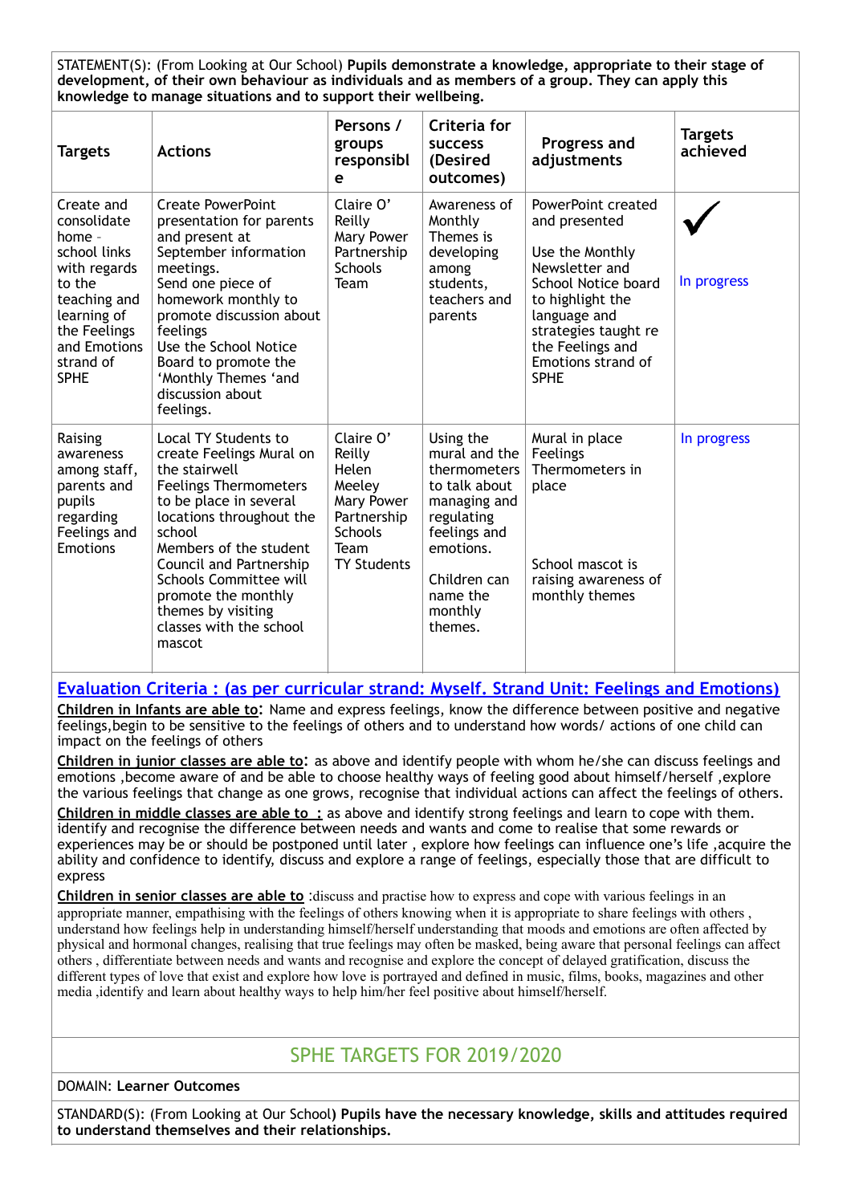STATEMENT(S): (From Looking at Our School) **Pupils demonstrate a knowledge, appropriate to their stage of development, of their own behaviour as individuals and as members of a group. They can apply this knowledge to manage situations and to support their wellbeing.**

| Targets | Actions | Persons / groups responsible | Criteria for success (Desired outcomes) | Progress and adjustments | Targets achieved |
|---|---|---|---|---|---|
| Create and consolidate home - school links with regards to the teaching and learning of the Feelings and Emotions strand of SPHE | Create PowerPoint presentation for parents and present at September information meetings.<br>Send one piece of homework monthly to promote discussion about feelings<br>Use the School Notice Board to promote the 'Monthly Themes 'and discussion about feelings. | Claire O' Reilly<br>Mary Power<br>Partnership Schools Team | Awareness of Monthly Themes is developing among students, teachers and parents | PowerPoint created and presented<br><br>Use the Monthly Newsletter and School Notice board to highlight the language and strategies taught re the Feelings and Emotions strand of SPHE | ✓<br><br>In progress |
| Raising awareness among staff, parents and pupils regarding Feelings and Emotions | Local TY Students to create Feelings Mural on the stairwell<br>Feelings Thermometers to be place in several locations throughout the school<br>Members of the student Council and Partnership Schools Committee will promote the monthly themes by visiting classes with the school mascot | Claire O' Reilly<br>Helen Meeley<br>Mary Power<br>Partnership Schools Team<br>TY Students | Using the mural and the thermometers to talk about managing and regulating feelings and emotions.<br><br>Children can name the monthly themes. | Mural in place<br>Feelings Thermometers in place<br><br>School mascot is raising awareness of monthly themes | In progress |

**Evaluation Criteria : (as per curricular strand: Myself. Strand Unit: Feelings and Emotions)**

**Children in Infants are able to:** Name and express feelings, know the difference between positive and negative feelings,begin to be sensitive to the feelings of others and to understand how words/ actions of one child can impact on the feelings of others

**Children in junior classes are able to:** as above and identify people with whom he/she can discuss feelings and emotions ,become aware of and be able to choose healthy ways of feeling good about himself/herself ,explore the various feelings that change as one grows, recognise that individual actions can affect the feelings of others.

**Children in middle classes are able to :** as above and identify strong feelings and learn to cope with them. identify and recognise the difference between needs and wants and come to realise that some rewards or experiences may be or should be postponed until later , explore how feelings can influence one's life ,acquire the ability and confidence to identify, discuss and explore a range of feelings, especially those that are difficult to express

**Children in senior classes are able to** :discuss and practise how to express and cope with various feelings in an appropriate manner, empathising with the feelings of others knowing when it is appropriate to share feelings with others , understand how feelings help in understanding himself/herself understanding that moods and emotions are often affected by physical and hormonal changes, realising that true feelings may often be masked, being aware that personal feelings can affect others , differentiate between needs and wants and recognise and explore the concept of delayed gratification, discuss the different types of love that exist and explore how love is portrayed and defined in music, films, books, magazines and other media ,identify and learn about healthy ways to help him/her feel positive about himself/herself.

## SPHE TARGETS FOR 2019/2020

DOMAIN: **Learner Outcomes**

STANDARD(S): (From Looking at Our School) **Pupils have the necessary knowledge, skills and attitudes required to understand themselves and their relationships.**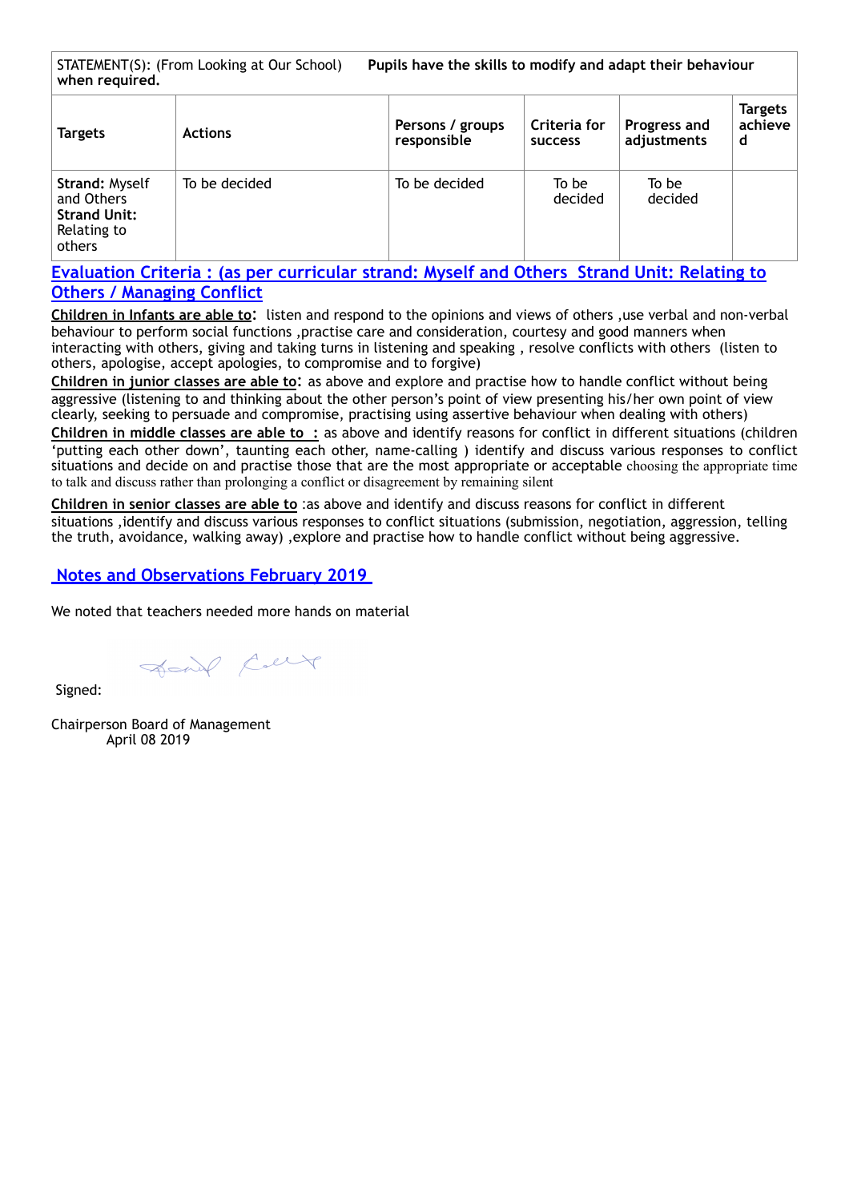| STATEMENT(S): (From Looking at Our School) **Pupils have the skills to modify and adapt their behaviour when required.** | | | | | |
|---|---|---|---|---|---|
| **Targets** | **Actions** | **Persons / groups responsible** | **Criteria for success** | **Progress and adjustments** | **Targets achieved** |
| **Strand:** Myself and Others **Strand Unit:** Relating to others | To be decided | To be decided | To be decided | To be decided | |

## Evaluation Criteria : (as per curricular strand: Myself and Others Strand Unit: Relating to Others / Managing Conflict

**Children in Infants are able to:** listen and respond to the opinions and views of others ,use verbal and non-verbal behaviour to perform social functions ,practise care and consideration, courtesy and good manners when interacting with others, giving and taking turns in listening and speaking , resolve conflicts with others (listen to others, apologise, accept apologies, to compromise and to forgive)

**Children in junior classes are able to:** as above and explore and practise how to handle conflict without being aggressive (listening to and thinking about the other person's point of view presenting his/her own point of view clearly, seeking to persuade and compromise, practising using assertive behaviour when dealing with others)

**Children in middle classes are able to :** as above and identify reasons for conflict in different situations (children 'putting each other down', taunting each other, name-calling ) identify and discuss various responses to conflict situations and decide on and practise those that are the most appropriate or acceptable choosing the appropriate time to talk and discuss rather than prolonging a conflict or disagreement by remaining silent

**Children in senior classes are able to** :as above and identify and discuss reasons for conflict in different situations ,identify and discuss various responses to conflict situations (submission, negotiation, aggression, telling the truth, avoidance, walking away) ,explore and practise how to handle conflict without being aggressive.

## Notes and Observations February 2019

We noted that teachers needed more hands on material

Signed:

Chairperson Board of Management
April 08 2019